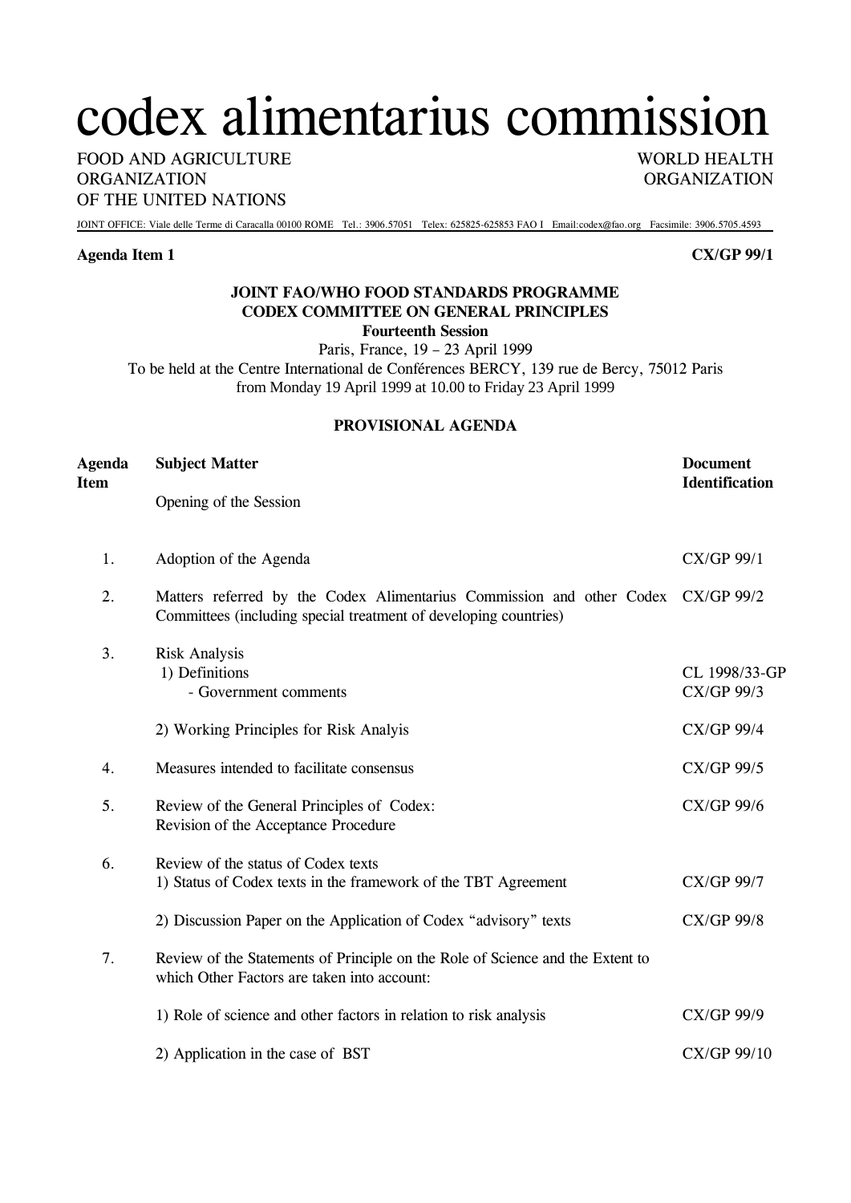# codex alimentarius commission

FOOD AND AGRICULTURE ORGANIZATION OF THE UNITED NATIONS

WORLD HEALTH ORGANIZATION

JOINT OFFICE: Viale delle Terme di Caracalla 00100 ROME Tel.: 3906.57051 Telex: 625825-625853 FAO I Email:codex@fao.org Facsimile: 3906.5705.4593

**Agenda Item 1** **CX/GP 99/1**

**JOINT FAO/WHO FOOD STANDARDS PROGRAMME**
**CODEX COMMITTEE ON GENERAL PRINCIPLES**
**Fourteenth Session**
Paris, France, 19 – 23 April 1999
To be held at the Centre International de Conférences BERCY, 139 rue de Bercy, 75012 Paris
from Monday 19 April 1999 at 10.00 to Friday 23 April 1999

**PROVISIONAL AGENDA**

| Agenda Item | Subject Matter | Document Identification |
|---|---|---|
| | Opening of the Session | |
| 1. | Adoption of the Agenda | CX/GP 99/1 |
| 2. | Matters referred by the Codex Alimentarius Commission and other Codex Committees (including special treatment of developing countries) | CX/GP 99/2 |
| 3. | Risk Analysis | |
| | 1) Definitions | CL 1998/33-GP |
| | - Government comments | CX/GP 99/3 |
| | 2) Working Principles for Risk Analyis | CX/GP 99/4 |
| 4. | Measures intended to facilitate consensus | CX/GP 99/5 |
| 5. | Review of the General Principles of Codex: Revision of the Acceptance Procedure | CX/GP 99/6 |
| 6. | Review of the status of Codex texts | |
| | 1) Status of Codex texts in the framework of the TBT Agreement | CX/GP 99/7 |
| | 2) Discussion Paper on the Application of Codex "advisory" texts | CX/GP 99/8 |
| 7. | Review of the Statements of Principle on the Role of Science and the Extent to which Other Factors are taken into account: | |
| | 1) Role of science and other factors in relation to risk analysis | CX/GP 99/9 |
| | 2) Application in the case of BST | CX/GP 99/10 |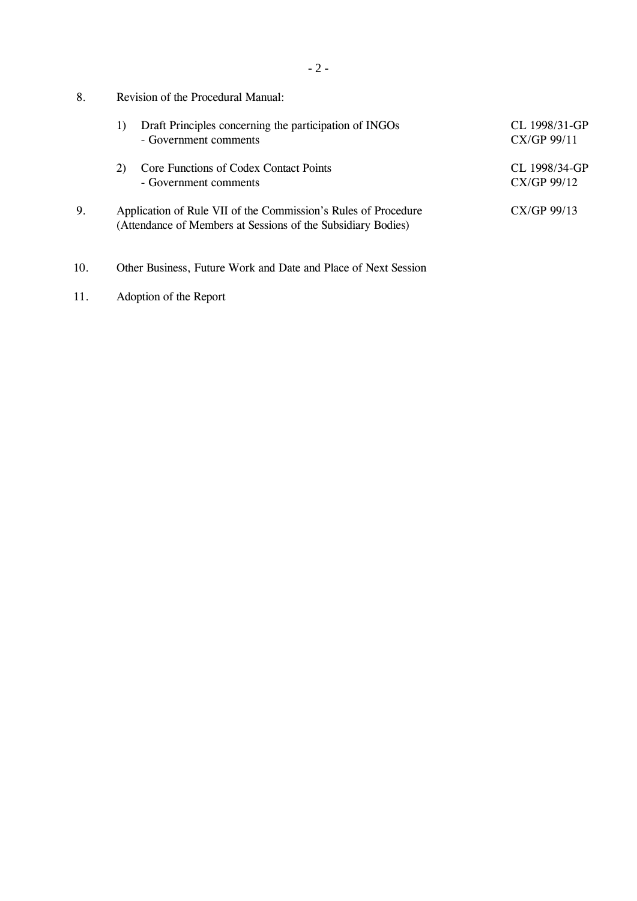| | | |
|---|---|---|
| 8. | Revision of the Procedural Manual: | |
| | 1) Draft Principles concerning the participation of INGOs<br>- Government comments | CL 1998/31-GP<br>CX/GP 99/11 |
| | 2) Core Functions of Codex Contact Points<br>- Government comments | CL 1998/34-GP<br>CX/GP 99/12 |
| 9. | Application of Rule VII of the Commission's Rules of Procedure (Attendance of Members at Sessions of the Subsidiary Bodies) | CX/GP 99/13 |
| 10. | Other Business, Future Work and Date and Place of Next Session | |
| 11. | Adoption of the Report | |